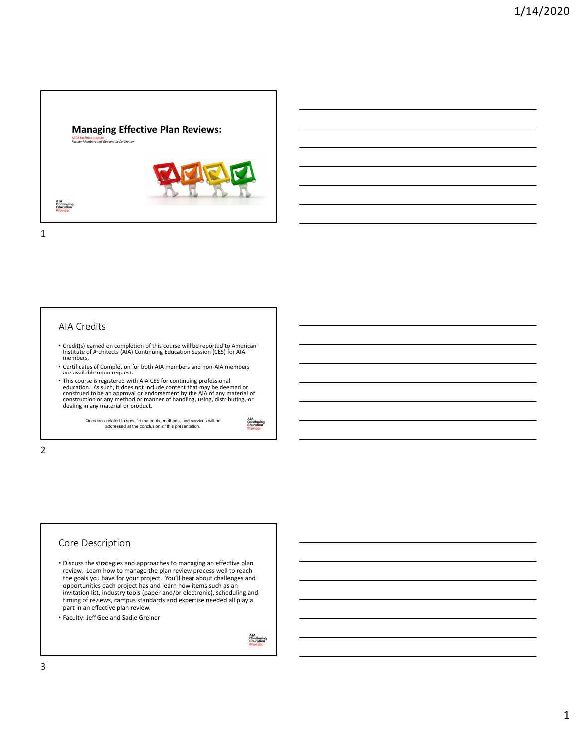# Managing Effective Plan Reviews:

APPA Facilities Institute

*Faculty Members: Jeff Gee and Sadie Greiner*

AIA Continuing Education Provider

## AIA Credits

- Credit(s) earned on completion of this course will be reported to American Institute of Architects (AIA) Continuing Education Session (CES) for AIA members.
- Certificates of Completion for both AIA members and non-AIA members are available upon request.
- This course is registered with AIA CES for continuing professional education. As such, it does not include content that may be deemed or construed to be an approval or endorsement by the AIA of any material of construction or any method or manner of handling, using, distributing, or dealing in any material or product.

Questions related to specific materials, methods, and services will be addressed at the conclusion of this presentation.

AIA Continuing Education Provider

## Core Description

- Discuss the strategies and approaches to managing an effective plan review. Learn how to manage the plan review process well to reach the goals you have for your project. You'll hear about challenges and opportunities each project has and learn how items such as an invitation list, industry tools (paper and/or electronic), scheduling and timing of reviews, campus standards and expertise needed all play a part in an effective plan review.
- Faculty: Jeff Gee and Sadie Greiner

AIA Continuing Education Provider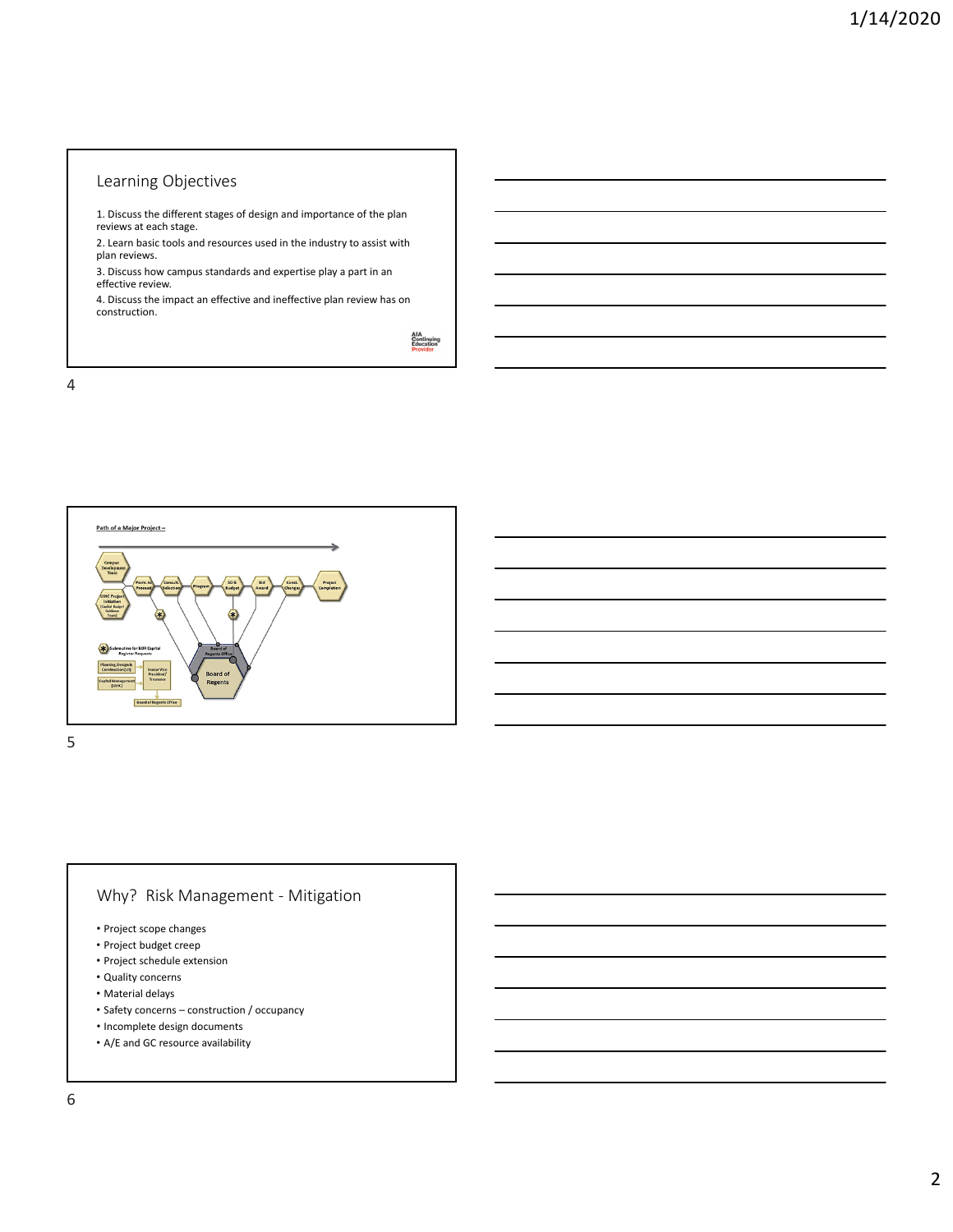## Learning Objectives

1. Discuss the different stages of design and importance of the plan reviews at each stage.
2. Learn basic tools and resources used in the industry to assist with plan reviews.
3. Discuss how campus standards and expertise play a part in an effective review.
4. Discuss the impact an effective and ineffective plan review has on construction.

AIA Continuing Education Provider

Path of a Major Project –

Campus Development Team

UHC Project Initiation (Capital Budget Guidance Team)

Perm. to Proceed

Consult. Selection

Program

SD & Budget

Bid Award

Const. Change

Project Completion

Board of Regents Office

Board of Regents

Subroutine for BOR Capital Register Requests

Planning, Design & Construction (UI)

Capital Management (UIHC)

Senior Vice President/ Treasurer

Board of Regents Office

## Why? Risk Management - Mitigation

- Project scope changes
- Project budget creep
- Project schedule extension
- Quality concerns
- Material delays
- Safety concerns – construction / occupancy
- Incomplete design documents
- A/E and GC resource availability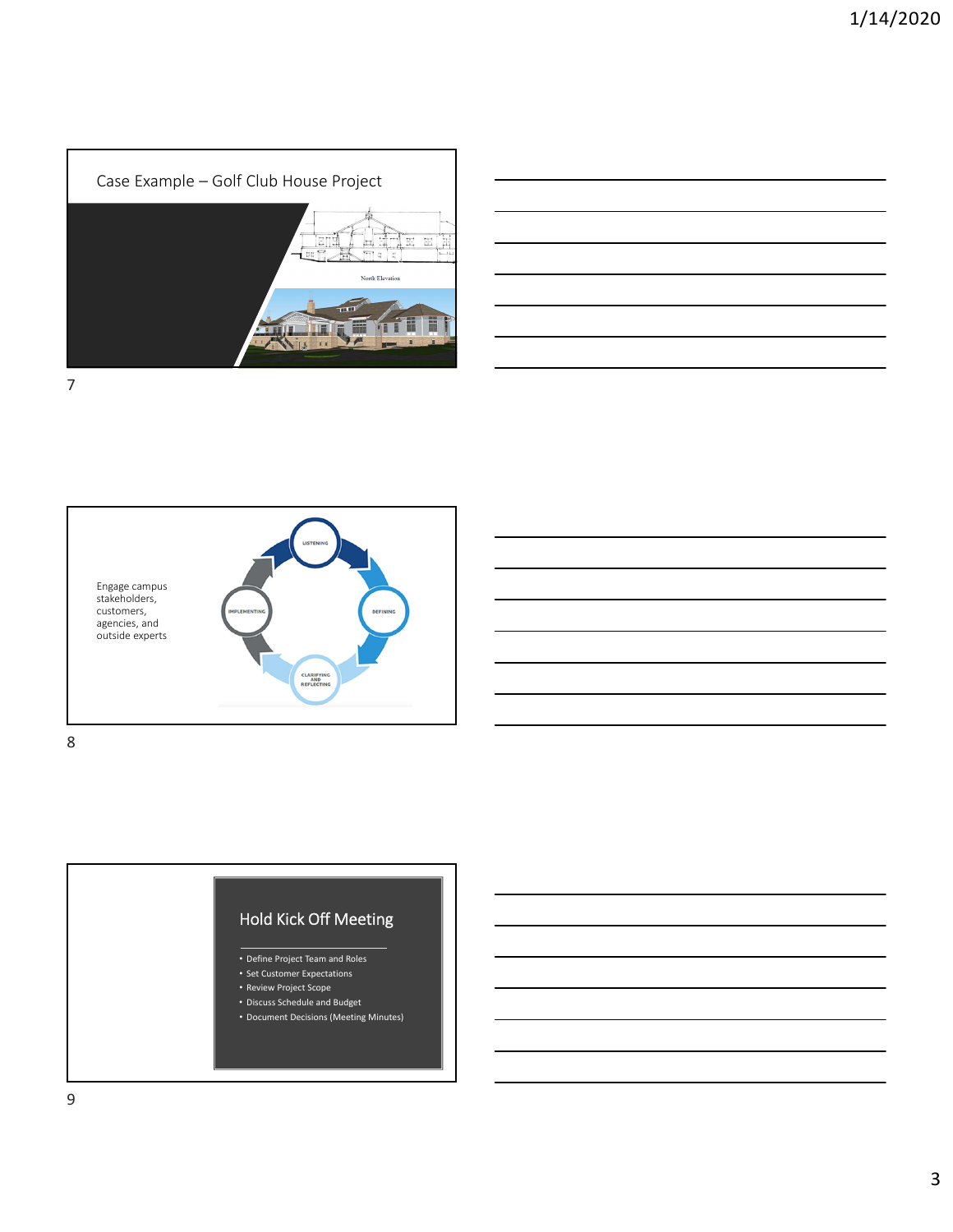## Case Example – Golf Club House Project

North Elevation

Engage campus stakeholders, customers, agencies, and outside experts

LISTENING

DEFINING

CLARIFYING AND REFLECTING

IMPLEMENTING

## Hold Kick Off Meeting

- Define Project Team and Roles
- Set Customer Expectations
- Review Project Scope
- Discuss Schedule and Budget
- Document Decisions (Meeting Minutes)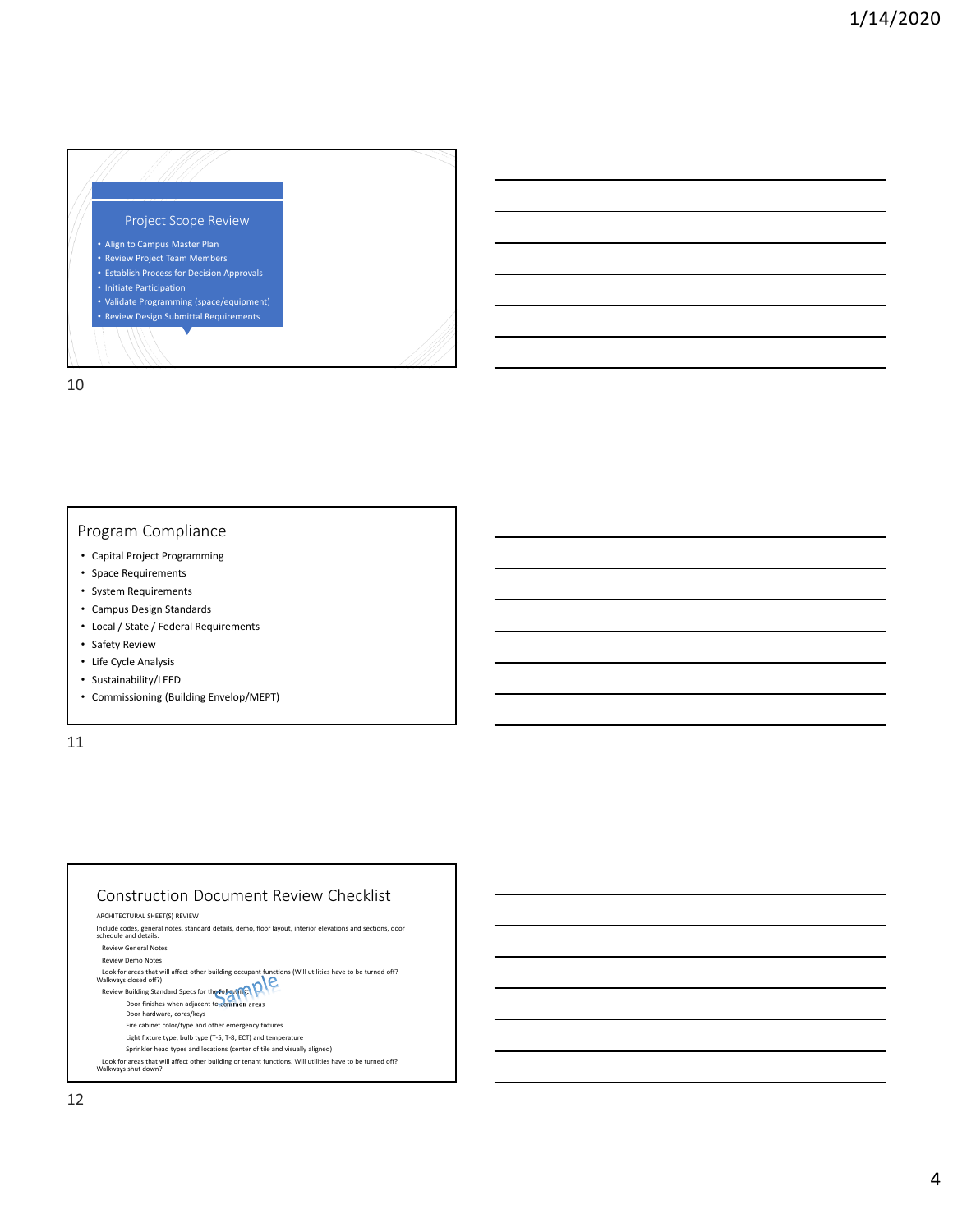## Project Scope Review

- Align to Campus Master Plan
- Review Project Team Members
- Establish Process for Decision Approvals
- Initiate Participation
- Validate Programming (space/equipment)
- Review Design Submittal Requirements

10

## Program Compliance

- Capital Project Programming
- Space Requirements
- System Requirements
- Campus Design Standards
- Local / State / Federal Requirements
- Safety Review
- Life Cycle Analysis
- Sustainability/LEED
- Commissioning (Building Envelop/MEPT)

11

## Construction Document Review Checklist

ARCHITECTURAL SHEET(S) REVIEW

Include codes, general notes, standard details, demo, floor layout, interior elevations and sections, door schedule and details.

Review General Notes

Review Demo Notes

Look for areas that will affect other building occupant functions (Will utilities have to be turned off? Walkways closed off?)

Review Building Standard Specs for the following:

Sample

Door finishes when adjacent to common areas

Door hardware, cores/keys

Fire cabinet color/type and other emergency fixtures

Light fixture type, bulb type (T-5, T-8, ECT) and temperature

Sprinkler head types and locations (center of tile and visually aligned)

Look for areas that will affect other building or tenant functions. Will utilities have to be turned off? Walkways shut down?

12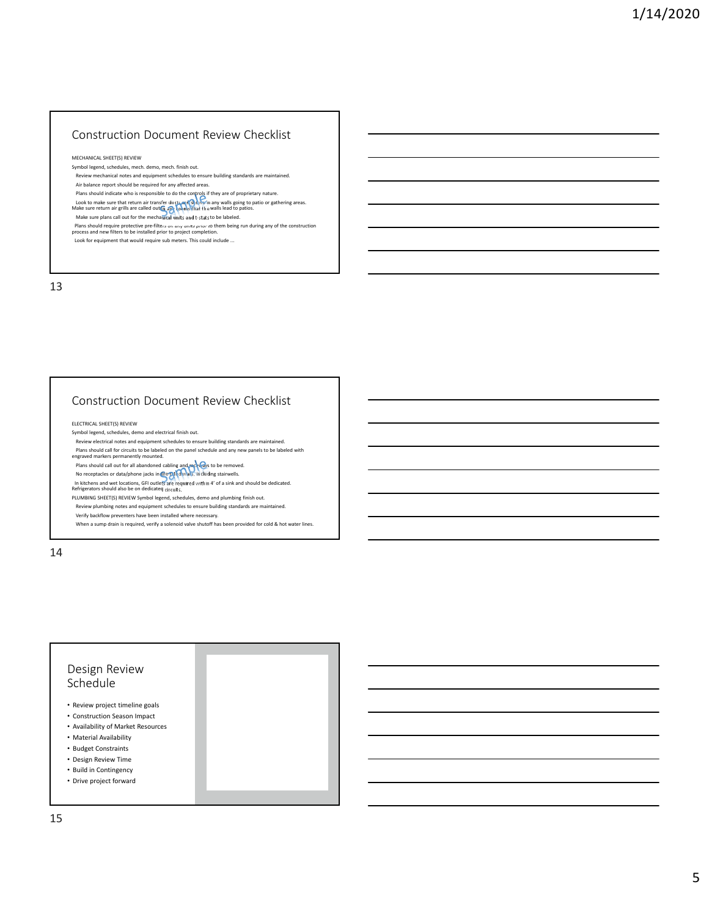## Construction Document Review Checklist

MECHANICAL SHEET(S) REVIEW

Symbol legend, schedules, mech. demo, mech. finish out.

Review mechanical notes and equipment schedules to ensure building standards are maintained.

Air balance report should be required for any affected areas.

Plans should indicate who is responsible to do the controls if they are of proprietary nature.

Look to make sure that return air transfer ducts are shown in any walls going to patio or gathering areas.
Make sure return air grills are called out in any rooms that the walls lead to patios.

Make sure plans call out for the mechanical units and t-stats to be labeled.

Plans should require protective pre-filters on any units prior to them being run during any of the construction process and new filters to be installed prior to project completion.

Look for equipment that would require sub meters. This could include ...

## Construction Document Review Checklist

ELECTRICAL SHEET(S) REVIEW

Symbol legend, schedules, demo and electrical finish out.

Review electrical notes and equipment schedules to ensure building standards are maintained.

Plans should call for circuits to be labeled on the panel schedule and any new panels to be labeled with engraved markers permanently mounted.

Plans should call out for all abandoned cabling and raceways to be removed.

No receptacles or data/phone jacks in the rated walls, including stairwells.

In kitchens and wet locations, GFI outlets are required within 4' of a sink and should be dedicated.
Refrigerators should also be on dedicated circuits.

PLUMBING SHEET(S) REVIEW Symbol legend, schedules, demo and plumbing finish out.

Review plumbing notes and equipment schedules to ensure building standards are maintained.

Verify backflow preventers have been installed where necessary.

When a sump drain is required, verify a solenoid valve shutoff has been provided for cold & hot water lines.

## Design Review Schedule

- Review project timeline goals
- Construction Season Impact
- Availability of Market Resources
- Material Availability
- Budget Constraints
- Design Review Time
- Build in Contingency
- Drive project forward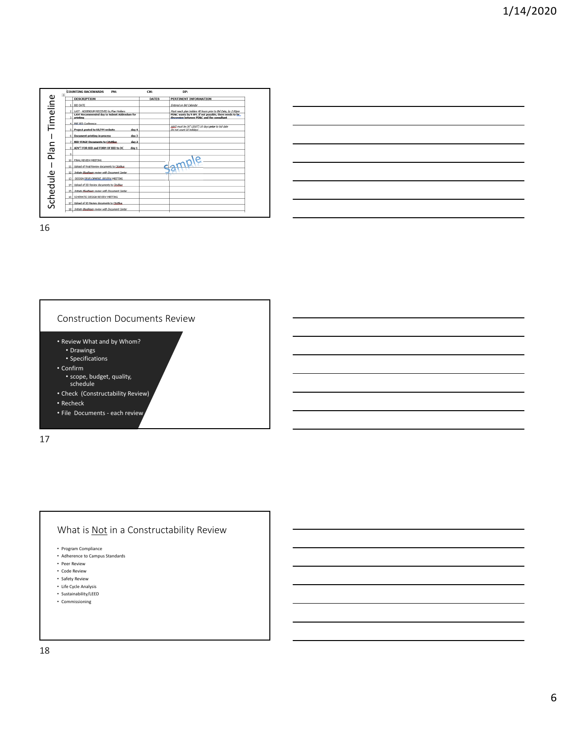## Schedule – Plan – Timeline

| | COUNTING BACKWARDS PM: | | CM: | DP: |
|---|---|---|---|---|
| | DESCRIPTION | | DATES | PERTINENT INFORMATION |
| 1 | BID DATE | | | Entered on Bid Calendar |
| 2 | LAST - ADDENDUM RECEIVED by Plan Holders | | | Must reach plan holders 48 hours prior to Bid Date, by 2:00pm |
| 3 | LAST Recommended day to Submit Addendum for printing | | | PD&C wants by 9 AM. If not possible, there needs to be discussion between PD&C and the consultant |
| 4 | PRE BID Conference | | | |
| 5 | Project posted to UF/FM website | day 4 | | Adv't must be (AT LEAST) 10 days prior to bid date. Do not count UF holidays |
| 6 | Document printing in process | day 3 | | |
| 7 | BID STAGE Documents to CityBlue | day 2 | | |
| 8 | ADV'T FOR BID and FORM OF BID to DC | day 1 | | |
| 9 | | | | |
| 10 | FINAL REVIEW MEETING | | | |
| 11 | Upload of Final Review documents to CityBlue | | | |
| 12 | Initiate BlueBeam review with Document Center | | | |
| 13 | DESIGN DEVELOPMENT REVIEW MEETING | | | |
| 14 | Upload of DD Review documents to CityBlue | | | |
| 15 | Initiate BlueBeam review with Document Center | | | |
| 16 | SCHEMATIC DESIGN REVIEW MEETING | | | |
| 17 | Upload of SD Review documents to CityBlue | | | |
| 18 | Initiate BlueBeam review with Document Center | | | |

Sample

## Construction Documents Review

- Review What and by Whom?
  - Drawings
  - Specifications
- Confirm
  - scope, budget, quality, schedule
- Check (Constructability Review)
- Recheck
- File Documents - each review

## What is Not in a Constructability Review

- Program Compliance
- Adherence to Campus Standards
- Peer Review
- Code Review
- Safety Review
- Life Cycle Analysis
- Sustainability/LEED
- Commissioning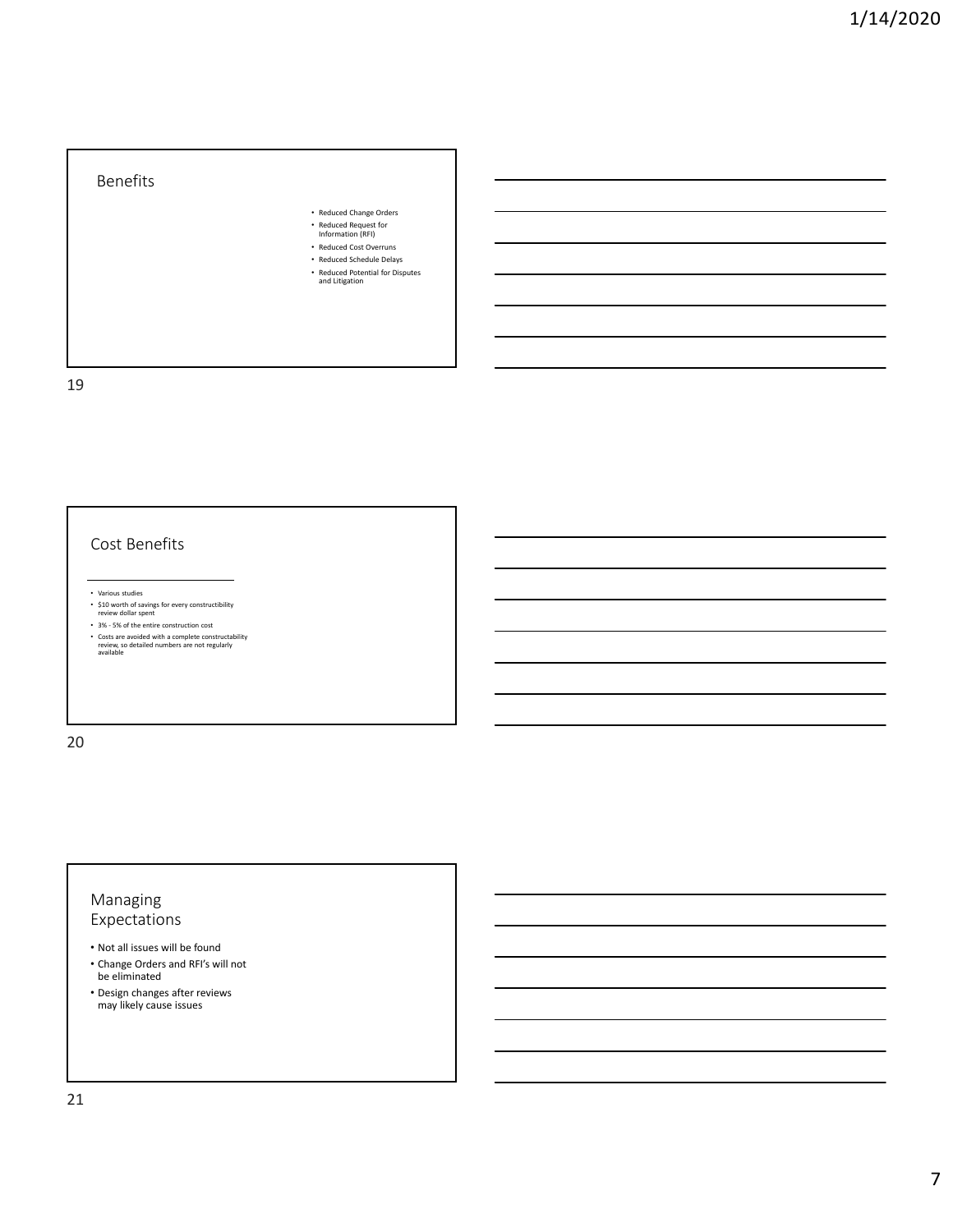## Benefits

- Reduced Change Orders
- Reduced Request for Information (RFI)
- Reduced Cost Overruns
- Reduced Schedule Delays
- Reduced Potential for Disputes and Litigation

## Cost Benefits

- Various studies
- $10 worth of savings for every constructibility review dollar spent
- 3% - 5% of the entire construction cost
- Costs are avoided with a complete constructability review, so detailed numbers are not regularly available

## Managing Expectations

- Not all issues will be found
- Change Orders and RFI's will not be eliminated
- Design changes after reviews may likely cause issues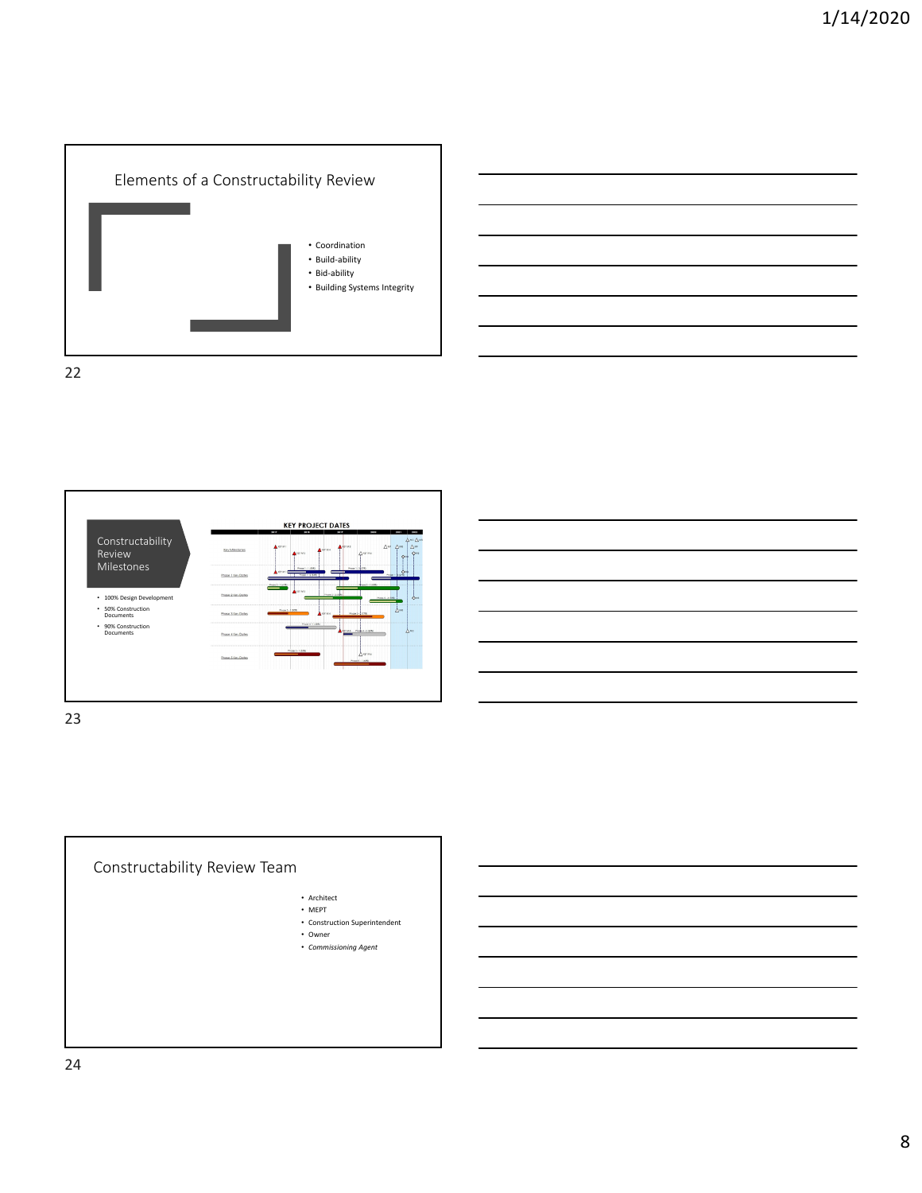## Elements of a Constructability Review

- Coordination
- Build-ability
- Bid-ability
- Building Systems Integrity

## Constructability Review Milestones

- 100% Design Development
- 50% Construction Documents
- 90% Construction Documents

KEY PROJECT DATES

## Constructability Review Team

- Architect
- MEPT
- Construction Superintendent
- Owner
- *Commissioning Agent*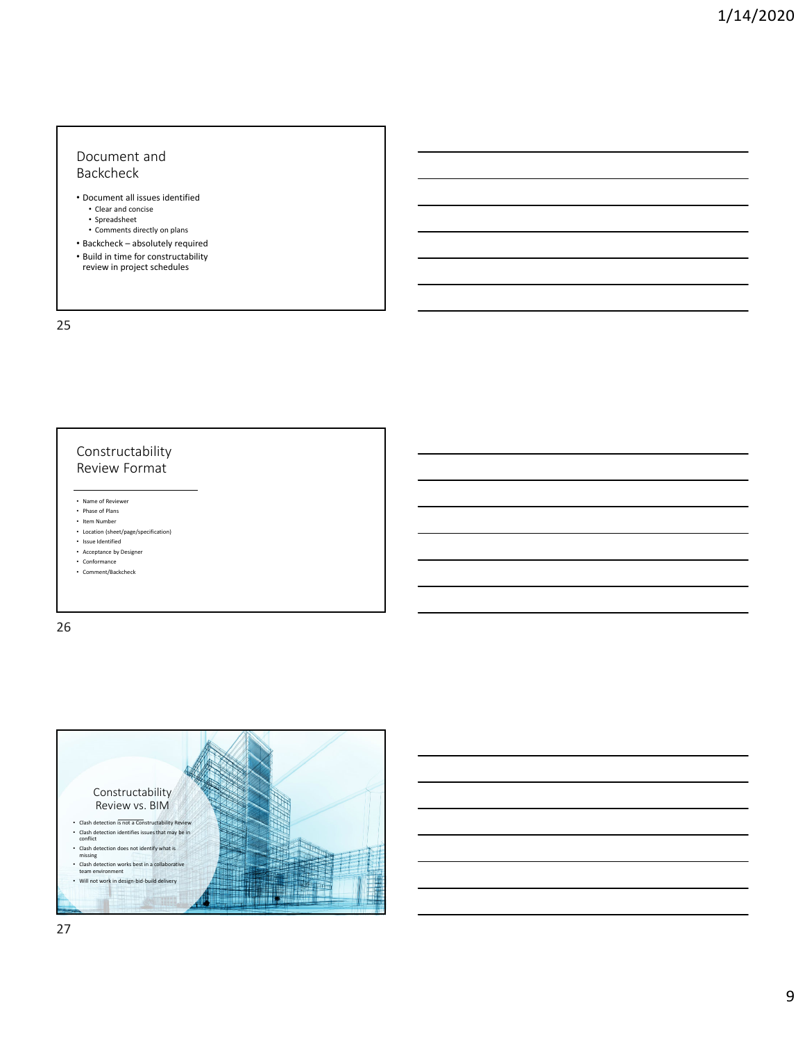## Document and Backcheck

- Document all issues identified
  - Clear and concise
  - Spreadsheet
  - Comments directly on plans
- Backcheck – absolutely required
- Build in time for constructability review in project schedules

## Constructability Review Format

- Name of Reviewer
- Phase of Plans
- Item Number
- Location (sheet/page/specification)
- Issue Identified
- Acceptance by Designer
- Conformance
- Comment/Backcheck

## Constructability Review vs. BIM

- Clash detection is not a Constructability Review
- Clash detection identifies issues that may be in conflict
- Clash detection does not identify what is missing
- Clash detection works best in a collaborative team environment
- Will not work in design-bid-build delivery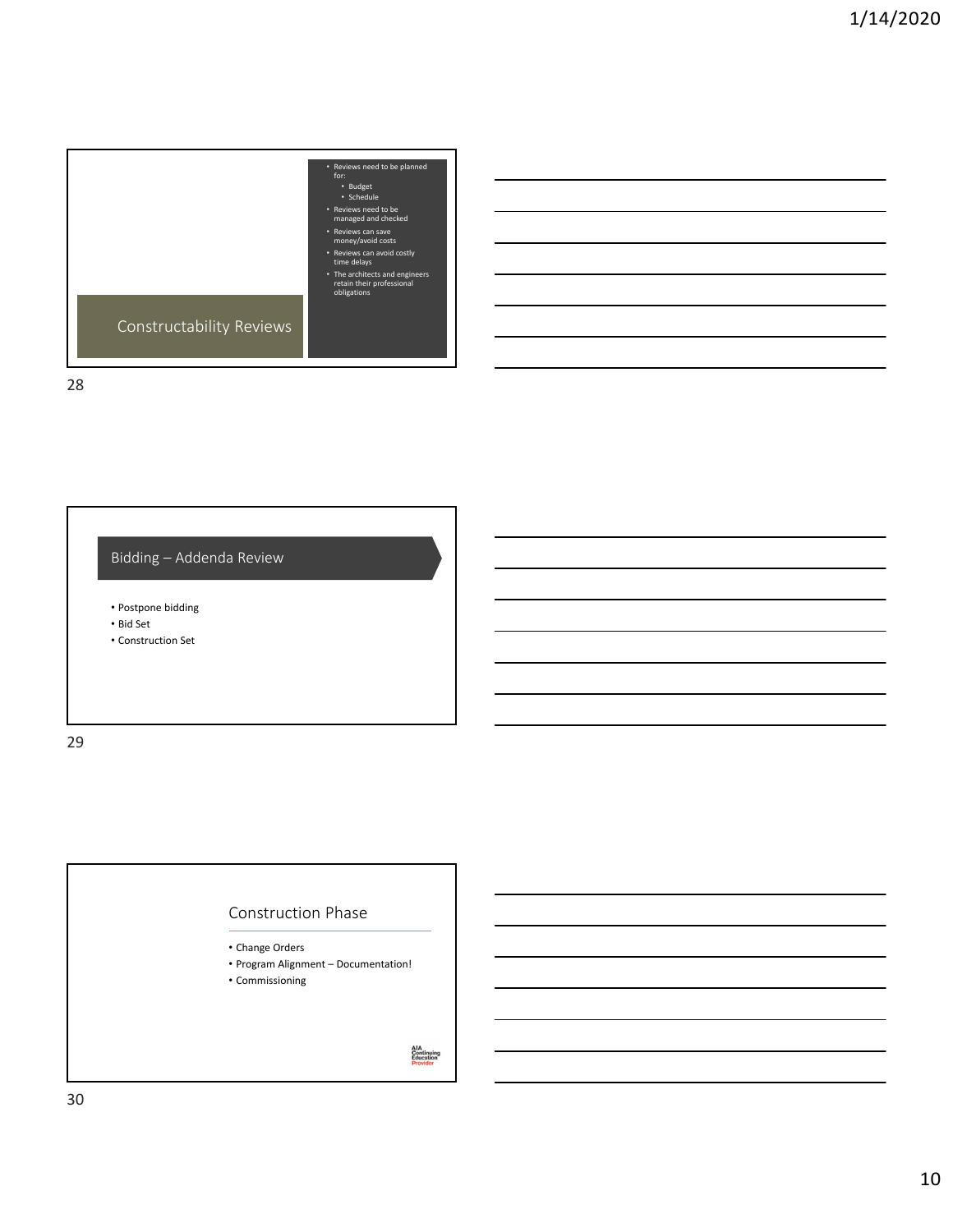## Constructability Reviews

- Reviews need to be planned for:
  - Budget
  - Schedule
- Reviews need to be managed and checked
- Reviews can save money/avoid costs
- Reviews can avoid costly time delays
- The architects and engineers retain their professional obligations

## Bidding – Addenda Review

- Postpone bidding
- Bid Set
- Construction Set

## Construction Phase

- Change Orders
- Program Alignment – Documentation!
- Commissioning

AIA Continuing Education Provider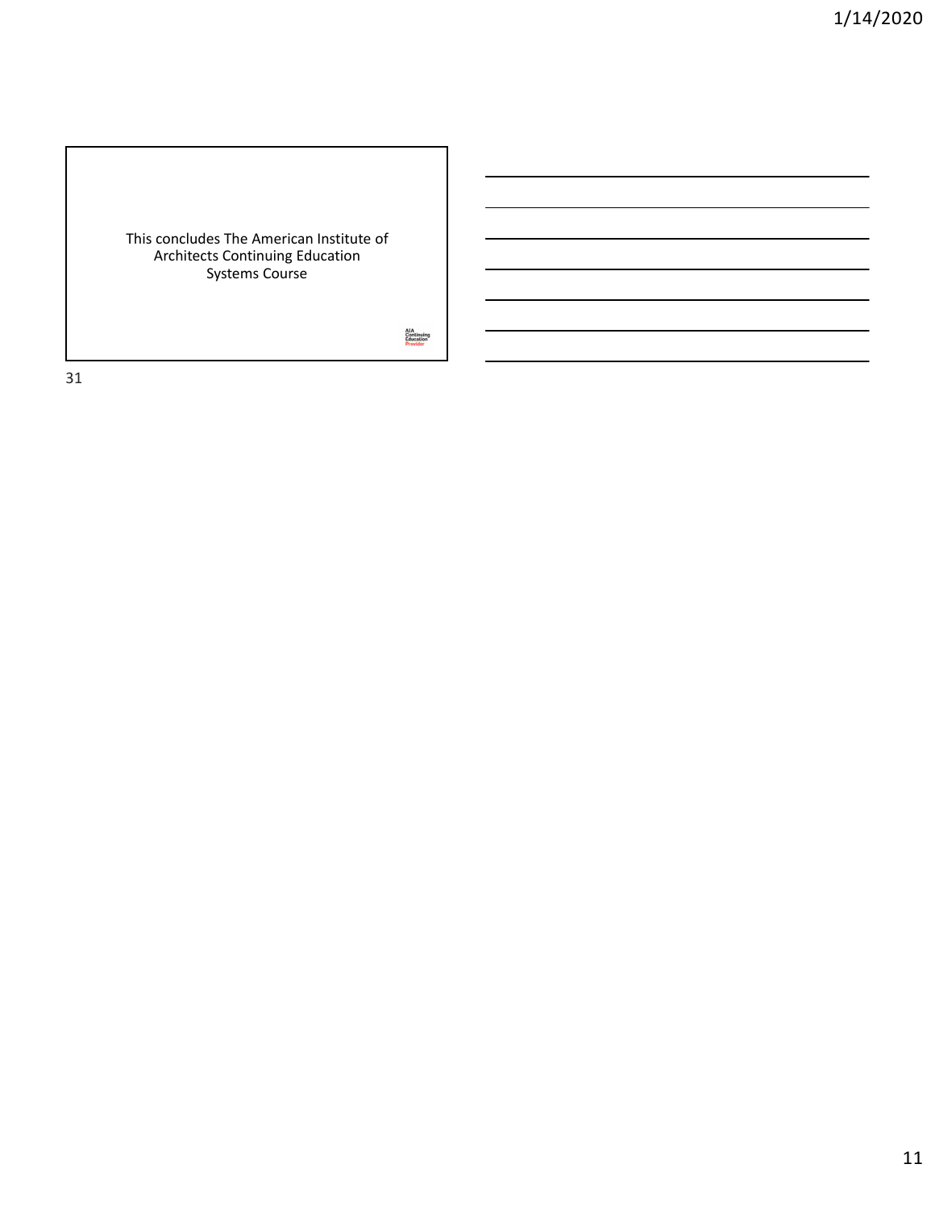This concludes The American Institute of Architects Continuing Education Systems Course

AIA Continuing Education Provider